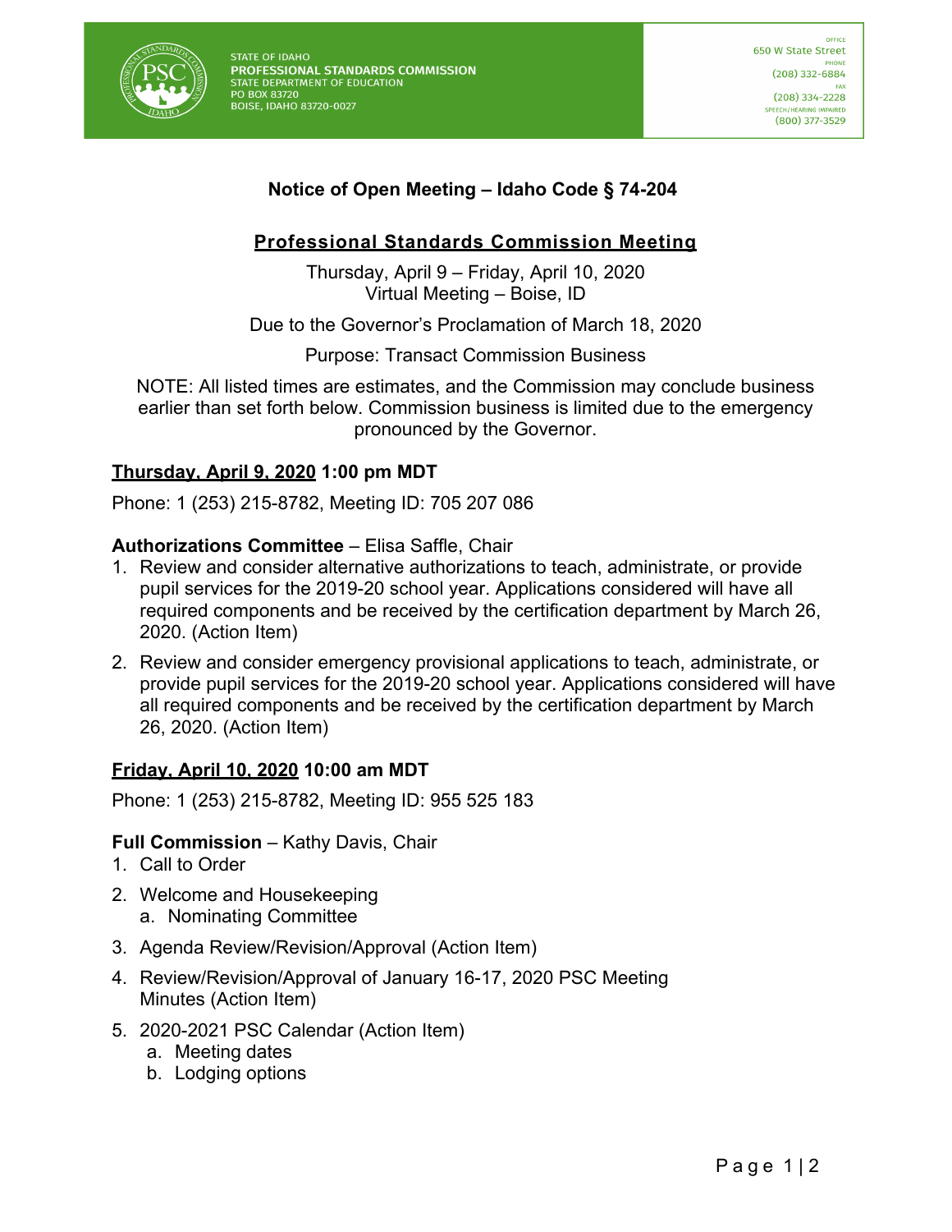STATE OF IDAHO
**PROFESSIONAL STANDARDS COMMISSION**
STATE DEPARTMENT OF EDUCATION
PO BOX 83720
BOISE, IDAHO 83720-0027

OFFICE
650 W State Street
PHONE
(208) 332-6884
FAX
(208) 334-2228
SPEECH/HEARING IMPAIRED
(800) 377-3529

# Notice of Open Meeting – Idaho Code § 74-204

## Professional Standards Commission Meeting

Thursday, April 9 – Friday, April 10, 2020
Virtual Meeting – Boise, ID

Due to the Governor's Proclamation of March 18, 2020

Purpose: Transact Commission Business

NOTE: All listed times are estimates, and the Commission may conclude business earlier than set forth below. Commission business is limited due to the emergency pronounced by the Governor.

### Thursday, April 9, 2020 1:00 pm MDT

Phone: 1 (253) 215-8782, Meeting ID: 705 207 086

**Authorizations Committee** – Elisa Saffle, Chair

1. Review and consider alternative authorizations to teach, administrate, or provide pupil services for the 2019-20 school year. Applications considered will have all required components and be received by the certification department by March 26, 2020. (Action Item)
2. Review and consider emergency provisional applications to teach, administrate, or provide pupil services for the 2019-20 school year. Applications considered will have all required components and be received by the certification department by March 26, 2020. (Action Item)

### Friday, April 10, 2020 10:00 am MDT

Phone: 1 (253) 215-8782, Meeting ID: 955 525 183

**Full Commission** – Kathy Davis, Chair

1. Call to Order
2. Welcome and Housekeeping
   a. Nominating Committee
3. Agenda Review/Revision/Approval (Action Item)
4. Review/Revision/Approval of January 16-17, 2020 PSC Meeting Minutes (Action Item)
5. 2020-2021 PSC Calendar (Action Item)
   a. Meeting dates
   b. Lodging options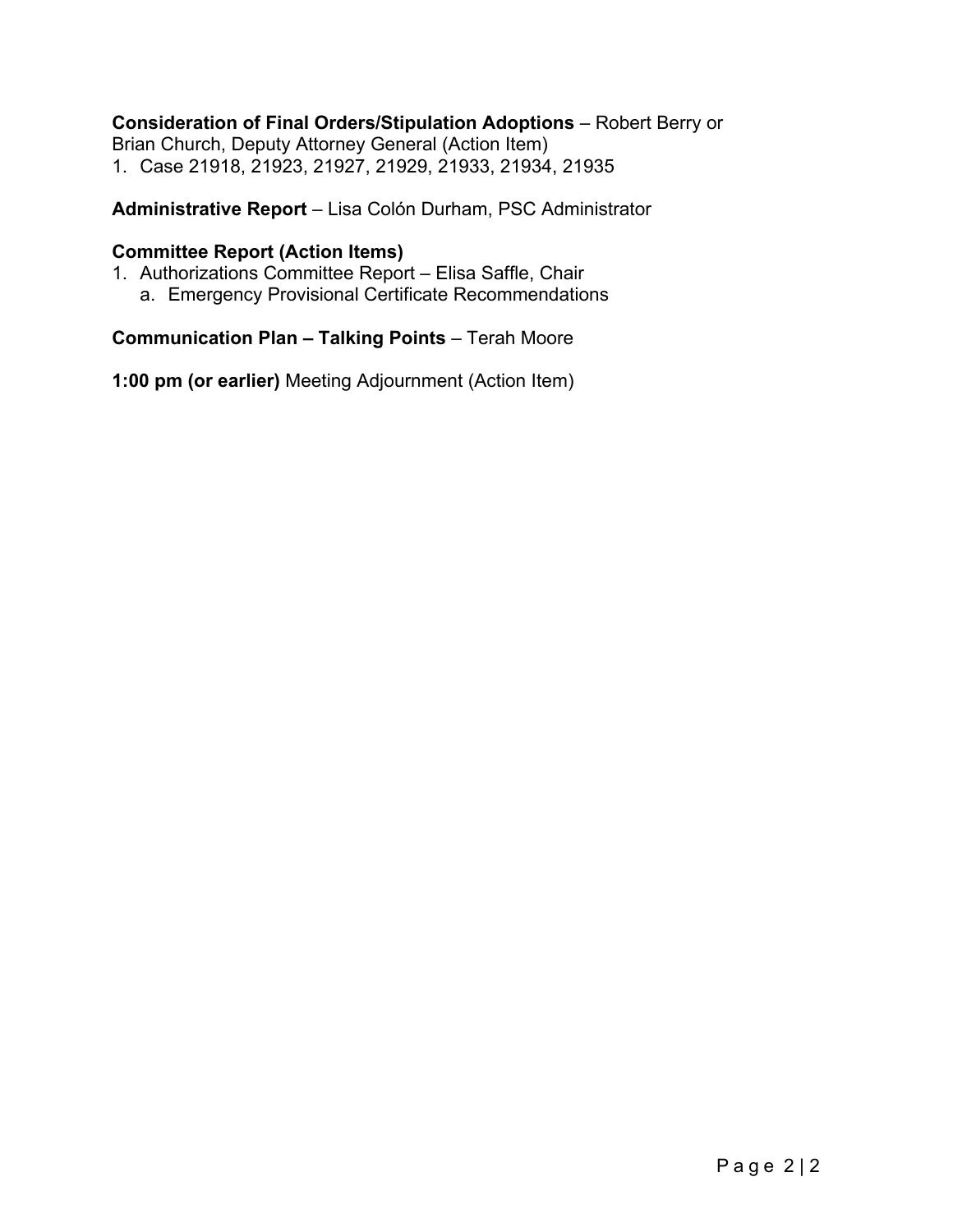**Consideration of Final Orders/Stipulation Adoptions** – Robert Berry or Brian Church, Deputy Attorney General (Action Item)

1. Case 21918, 21923, 21927, 21929, 21933, 21934, 21935

**Administrative Report** – Lisa Colón Durham, PSC Administrator

**Committee Report (Action Items)**

1. Authorizations Committee Report – Elisa Saffle, Chair
   a. Emergency Provisional Certificate Recommendations

**Communication Plan – Talking Points** – Terah Moore

**1:00 pm (or earlier)** Meeting Adjournment (Action Item)